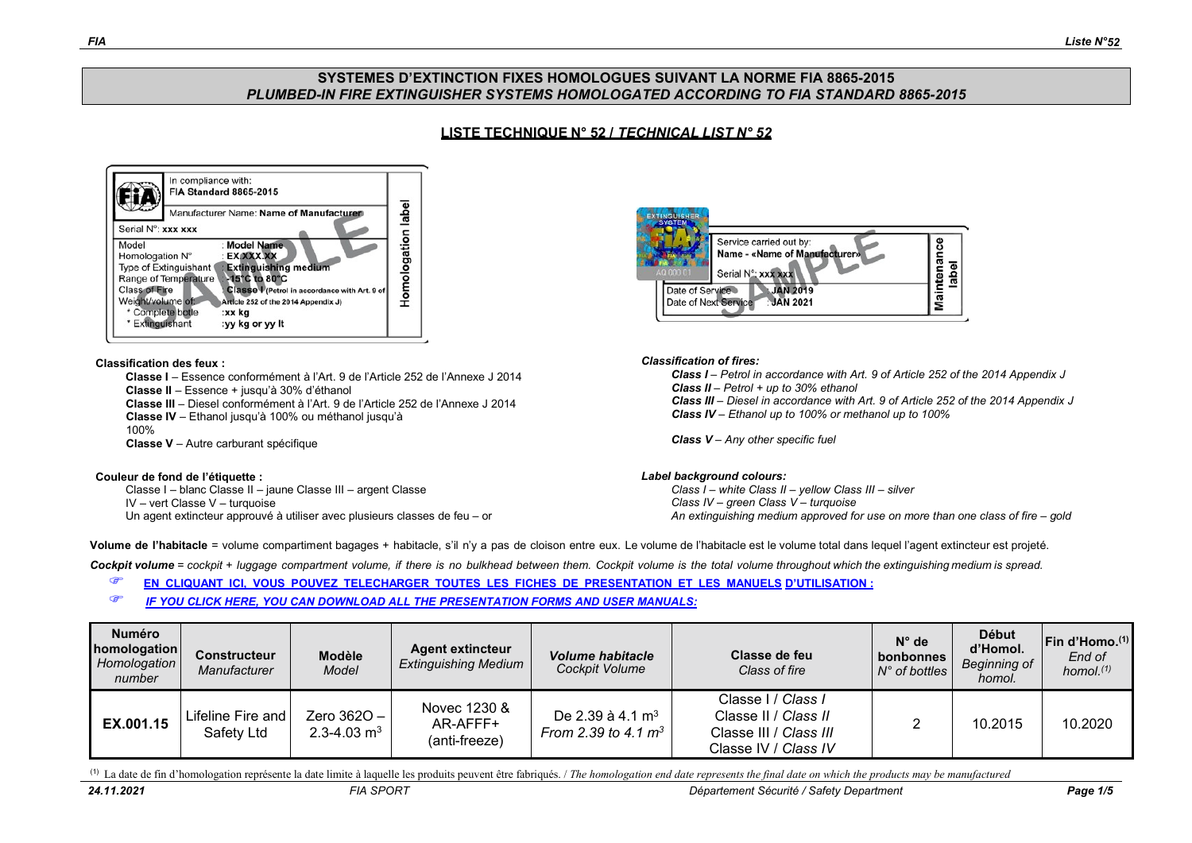## SYSTEMES D'EXTINCTION FIXES HOMOLOGUES SUIVANT LA NORME FIA 8865-2015

## *PLUMBED-IN FIRE EXTINGUISHER SYSTEMS HOMOLOGATED ACCORDING TO FIA STANDARD 8865-2015*

### LISTE TECHNIQUE N° 52 / *TECHNICAL LIST N° 52*

In compliance with:
FIA Standard 8865-2015

Manufacturer Name: **Name of Manufacturer**

Serial N°: **xxx xxx**

Model : **Model Name**
Homologation N° : **EX.XXX.XX**
Type of Extinguishant : **Extinguishing medium**
Range of Temperature : **-15°C to 80°C**
Class of Fire : **Classe I** (Petrol in accordance with Art. 9 of Article 252 of the 2014 Appendix J)
Weight/volume of:
\* Complete botle :**xx kg**
\* Extinguishant :**yy kg or yy lt**

Homologation label

SAMPLE

Service carried out by:
**Name - «Name of Manufacturer»**
Serial N°: **xxx xxx**
Date of Service : **JAN 2019**
Date of Next Service : **JAN 2021**

Maintenance label

SAMPLE

**Classification des feux :**

**Classe I** – Essence conformément à l'Art. 9 de l'Article 252 de l'Annexe J 2014
**Classe II** – Essence + jusqu'à 30% d'éthanol
**Classe III** – Diesel conformément à l'Art. 9 de l'Article 252 de l'Annexe J 2014
**Classe IV** – Ethanol jusqu'à 100% ou méthanol jusqu'à 100%
**Classe V** – Autre carburant spécifique

***Classification of fires:***

***Class I** – Petrol in accordance with Art. 9 of Article 252 of the 2014 Appendix J*
***Class II** – Petrol + up to 30% ethanol*
***Class III** – Diesel in accordance with Art. 9 of Article 252 of the 2014 Appendix J*
***Class IV** – Ethanol up to 100% or methanol up to 100%*
***Class V** – Any other specific fuel*

**Couleur de fond de l'étiquette :**

Classe I – blanc Classe II – jaune Classe III – argent Classe IV – vert Classe V – turquoise
Un agent extincteur approuvé à utiliser avec plusieurs classes de feu – or

***Label background colours:***

*Class I – white Class II – yellow Class III – silver*
*Class IV – green Class V – turquoise*
*An extinguishing medium approved for use on more than one class of fire – gold*

**Volume de l'habitacle** = volume compartiment bagages + habitacle, s'il n'y a pas de cloison entre eux. Le volume de l'habitacle est le volume total dans lequel l'agent extincteur est projeté.

***Cockpit volume** = cockpit + luggage compartment volume, if there is no bulkhead between them. Cockpit volume is the total volume throughout which the extinguishing medium is spread.*

- **EN CLIQUANT ICI, VOUS POUVEZ TELECHARGER TOUTES LES FICHES DE PRESENTATION ET LES MANUELS D'UTILISATION :**
- ***IF YOU CLICK HERE, YOU CAN DOWNLOAD ALL THE PRESENTATION FORMS AND USER MANUALS:***

| **Numéro homologation** *Homologation number* | **Constructeur** *Manufacturer* | **Modèle** *Model* | **Agent extincteur** *Extinguishing Medium* | ***Volume habitacle*** *Cockpit Volume* | **Classe de feu** *Class of fire* | **N° de bonbonnes** *N° of bottles* | **Début d'Homol.** *Beginning of homol.* | **Fin d'Homo.[1]** *End of homol.[1]* |
|---|---|---|---|---|---|---|---|---|
| **EX.001.15** | Lifeline Fire and Safety Ltd | Zero 362O – 2.3-4.03 $m^3$ | Novec 1230 & AR-AFFF+ (anti-freeze) | De 2.39 à 4.1 $m^3$ *From 2.39 to 4.1 $m^3$* | Classe I / *Class I* Classe II / *Class II* Classe III / *Class III* Classe IV / *Class IV* | 2 | 10.2015 | 10.2020 |

[1] La date de fin d'homologation représente la date limite à laquelle les produits peuvent être fabriqués. / *The homologation end date represents the final date on which the products may be manufactured*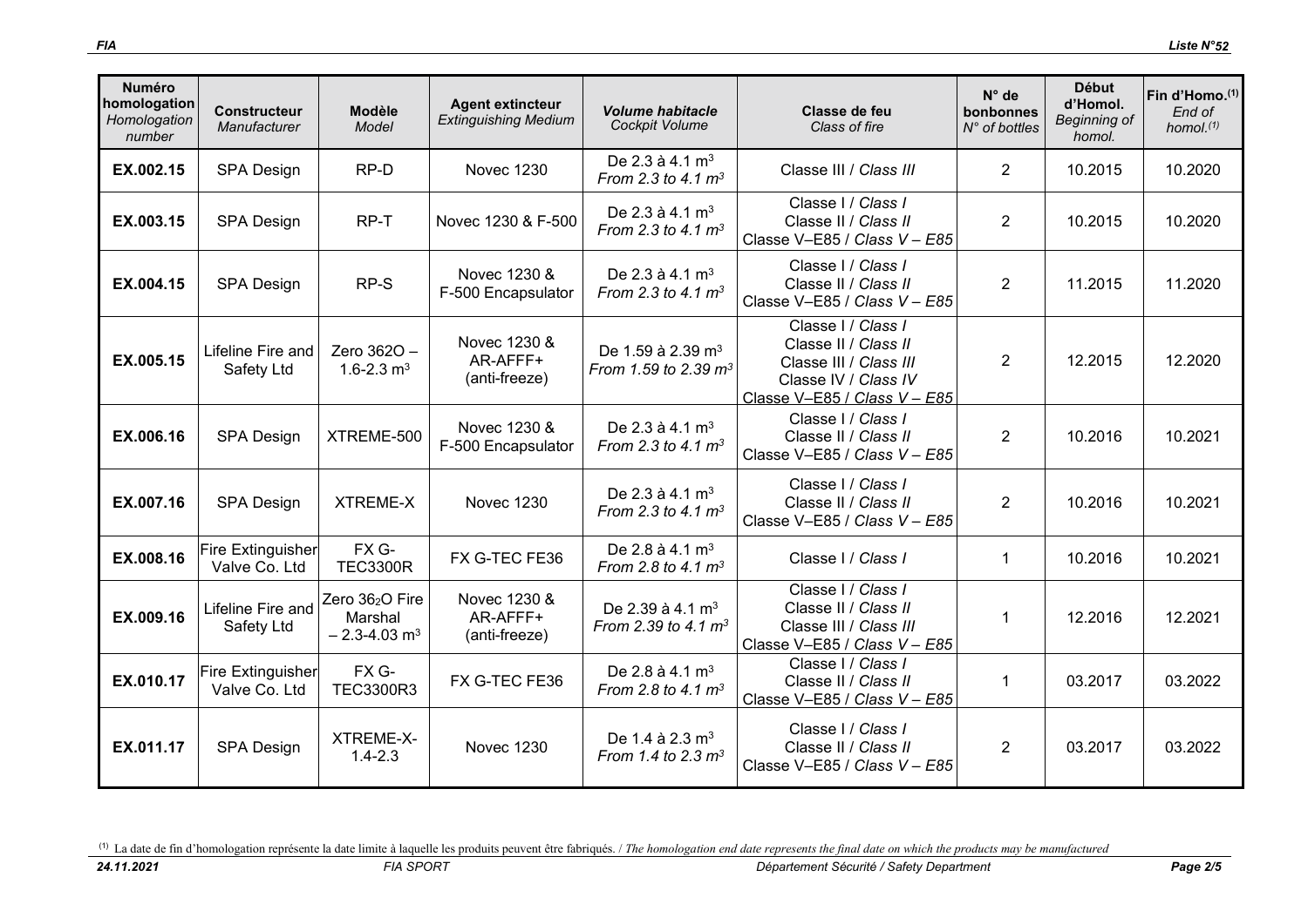| **Numéro homologation** *Homologation number* | **Constructeur** *Manufacturer* | **Modèle** *Model* | **Agent extincteur** *Extinguishing Medium* | ***Volume habitacle*** *Cockpit Volume* | **Classe de feu** *Class of fire* | **N° de bonbonnes** *N° of bottles* | **Début d'Homol.** *Beginning of homol.* | **Fin d'Homo.(1)** *End of homol.(1)* |
|---|---|---|---|---|---|---|---|---|
| **EX.002.15** | SPA Design | RP-D | Novec 1230 | De 2.3 à 4.1 $m^3$ *From 2.3 to 4.1 $m^3$* | Classe III / *Class III* | 2 | 10.2015 | 10.2020 |
| **EX.003.15** | SPA Design | RP-T | Novec 1230 & F-500 | De 2.3 à 4.1 $m^3$ *From 2.3 to 4.1 $m^3$* | Classe I / *Class I* Classe II / *Class II* Classe V–E85 / *Class V – E85* | 2 | 10.2015 | 10.2020 |
| **EX.004.15** | SPA Design | RP-S | Novec 1230 & F-500 Encapsulator | De 2.3 à 4.1 $m^3$ *From 2.3 to 4.1 $m^3$* | Classe I / *Class I* Classe II / *Class II* Classe V–E85 / *Class V – E85* | 2 | 11.2015 | 11.2020 |
| **EX.005.15** | Lifeline Fire and Safety Ltd | Zero 362O – 1.6-2.3 $m^3$ | Novec 1230 & AR-AFFF+ (anti-freeze) | De 1.59 à 2.39 $m^3$ *From 1.59 to 2.39 $m^3$* | Classe I / *Class I* Classe II / *Class II* Classe III / *Class III* Classe IV / *Class IV* Classe V–E85 / *Class V – E85* | 2 | 12.2015 | 12.2020 |
| **EX.006.16** | SPA Design | XTREME-500 | Novec 1230 & F-500 Encapsulator | De 2.3 à 4.1 $m^3$ *From 2.3 to 4.1 $m^3$* | Classe I / *Class I* Classe II / *Class II* Classe V–E85 / *Class V – E85* | 2 | 10.2016 | 10.2021 |
| **EX.007.16** | SPA Design | XTREME-X | Novec 1230 | De 2.3 à 4.1 $m^3$ *From 2.3 to 4.1 $m^3$* | Classe I / *Class I* Classe II / *Class II* Classe V–E85 / *Class V – E85* | 2 | 10.2016 | 10.2021 |
| **EX.008.16** | Fire Extinguisher Valve Co. Ltd | FX G-TEC3300R | FX G-TEC FE36 | De 2.8 à 4.1 $m^3$ *From 2.8 to 4.1 $m^3$* | Classe I / *Class I* | 1 | 10.2016 | 10.2021 |
| **EX.009.16** | Lifeline Fire and Safety Ltd | Zero $36_2$O Fire Marshal – 2.3-4.03 $m^3$ | Novec 1230 & AR-AFFF+ (anti-freeze) | De 2.39 à 4.1 $m^3$ *From 2.39 to 4.1 $m^3$* | Classe I / *Class I* Classe II / *Class II* Classe III / *Class III* Classe V–E85 / *Class V – E85* | 1 | 12.2016 | 12.2021 |
| **EX.010.17** | Fire Extinguisher Valve Co. Ltd | FX G-TEC3300R3 | FX G-TEC FE36 | De 2.8 à 4.1 $m^3$ *From 2.8 to 4.1 $m^3$* | Classe I / *Class I* Classe II / *Class II* Classe V–E85 / *Class V – E85* | 1 | 03.2017 | 03.2022 |
| **EX.011.17** | SPA Design | XTREME-X-1.4-2.3 | Novec 1230 | De 1.4 à 2.3 $m^3$ *From 1.4 to 2.3 $m^3$* | Classe I / *Class I* Classe II / *Class II* Classe V–E85 / *Class V – E85* | 2 | 03.2017 | 03.2022 |

(1) La date de fin d'homologation représente la date limite à laquelle les produits peuvent être fabriqués. / *The homologation end date represents the final date on which the products may be manufactured*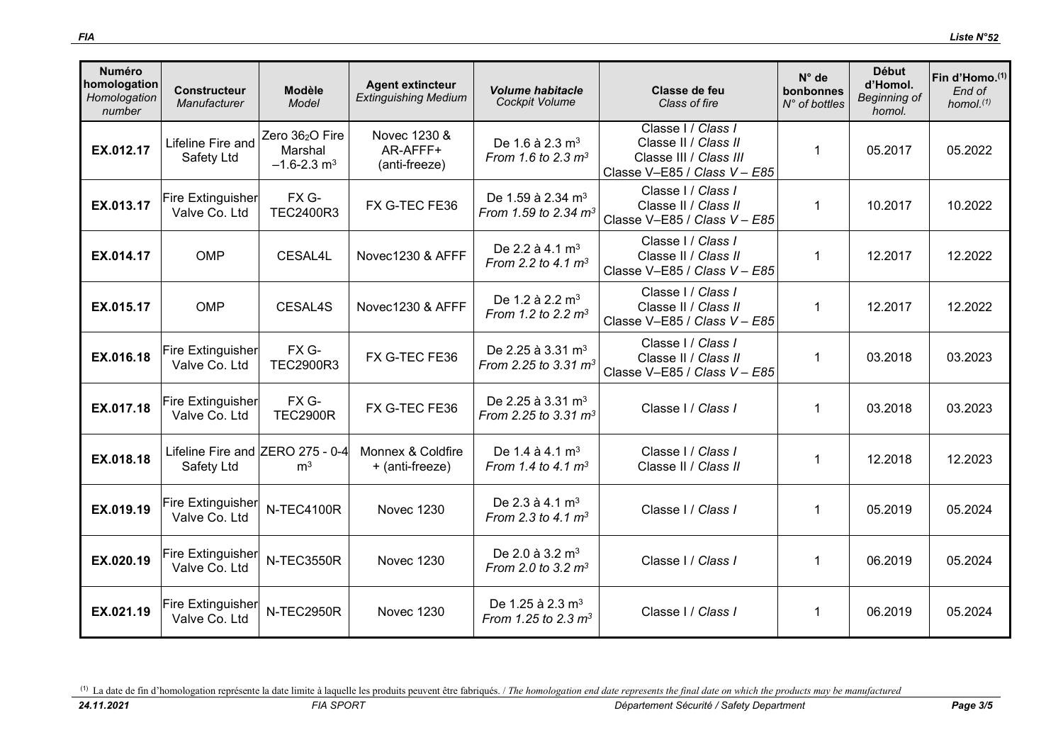| **Numéro homologation** *Homologation number* | **Constructeur** *Manufacturer* | **Modèle** *Model* | **Agent extincteur** *Extinguishing Medium* | ***Volume habitacle*** *Cockpit Volume* | **Classe de feu** *Class of fire* | **N° de bonbonnes** *N° of bottles* | **Début d'Homol.** *Beginning of homol.* | **Fin d'Homo.(1)** *End of homol.(1)* |
|---|---|---|---|---|---|---|---|---|
| **EX.012.17** | Lifeline Fire and Safety Ltd | Zero 36 $_2$ O Fire Marshal –1.6-2.3 m $^3$ | Novec 1230 & AR-AFFF+ (anti-freeze) | De 1.6 à 2.3 m $^3$ *From 1.6 to 2.3 m $^3$* | Classe I / *Class I* Classe II / *Class II* Classe III / *Class III* Classe V–E85 / *Class V – E85* | 1 | 05.2017 | 05.2022 |
| **EX.013.17** | Fire Extinguisher Valve Co. Ltd | FX G-TEC2400R3 | FX G-TEC FE36 | De 1.59 à 2.34 m $^3$ *From 1.59 to 2.34 m $^3$* | Classe I / *Class I* Classe II / *Class II* Classe V–E85 / *Class V – E85* | 1 | 10.2017 | 10.2022 |
| **EX.014.17** | OMP | CESAL4L | Novec1230 & AFFF | De 2.2 à 4.1 m $^3$ *From 2.2 to 4.1 m $^3$* | Classe I / *Class I* Classe II / *Class II* Classe V–E85 / *Class V – E85* | 1 | 12.2017 | 12.2022 |
| **EX.015.17** | OMP | CESAL4S | Novec1230 & AFFF | De 1.2 à 2.2 m $^3$ *From 1.2 to 2.2 m $^3$* | Classe I / *Class I* Classe II / *Class II* Classe V–E85 / *Class V – E85* | 1 | 12.2017 | 12.2022 |
| **EX.016.18** | Fire Extinguisher Valve Co. Ltd | FX G-TEC2900R3 | FX G-TEC FE36 | De 2.25 à 3.31 m $^3$ *From 2.25 to 3.31 m $^3$* | Classe I / *Class I* Classe II / *Class II* Classe V–E85 / *Class V – E85* | 1 | 03.2018 | 03.2023 |
| **EX.017.18** | Fire Extinguisher Valve Co. Ltd | FX G-TEC2900R | FX G-TEC FE36 | De 2.25 à 3.31 m $^3$ *From 2.25 to 3.31 m $^3$* | Classe I / *Class I* | 1 | 03.2018 | 03.2023 |
| **EX.018.18** | Lifeline Fire and Safety Ltd | ZERO 275 - 0-4 m $^3$ | Monnex & Coldfire + (anti-freeze) | De 1.4 à 4.1 m $^3$ *From 1.4 to 4.1 m $^3$* | Classe I / *Class I* Classe II / *Class II* | 1 | 12.2018 | 12.2023 |
| **EX.019.19** | Fire Extinguisher Valve Co. Ltd | N-TEC4100R | Novec 1230 | De 2.3 à 4.1 m $^3$ *From 2.3 to 4.1 m $^3$* | Classe I / *Class I* | 1 | 05.2019 | 05.2024 |
| **EX.020.19** | Fire Extinguisher Valve Co. Ltd | N-TEC3550R | Novec 1230 | De 2.0 à 3.2 m $^3$ *From 2.0 to 3.2 m $^3$* | Classe I / *Class I* | 1 | 06.2019 | 05.2024 |
| **EX.021.19** | Fire Extinguisher Valve Co. Ltd | N-TEC2950R | Novec 1230 | De 1.25 à 2.3 m $^3$ *From 1.25 to 2.3 m $^3$* | Classe I / *Class I* | 1 | 06.2019 | 05.2024 |

(1) La date de fin d'homologation représente la date limite à laquelle les produits peuvent être fabriqués. / *The homologation end date represents the final date on which the products may be manufactured*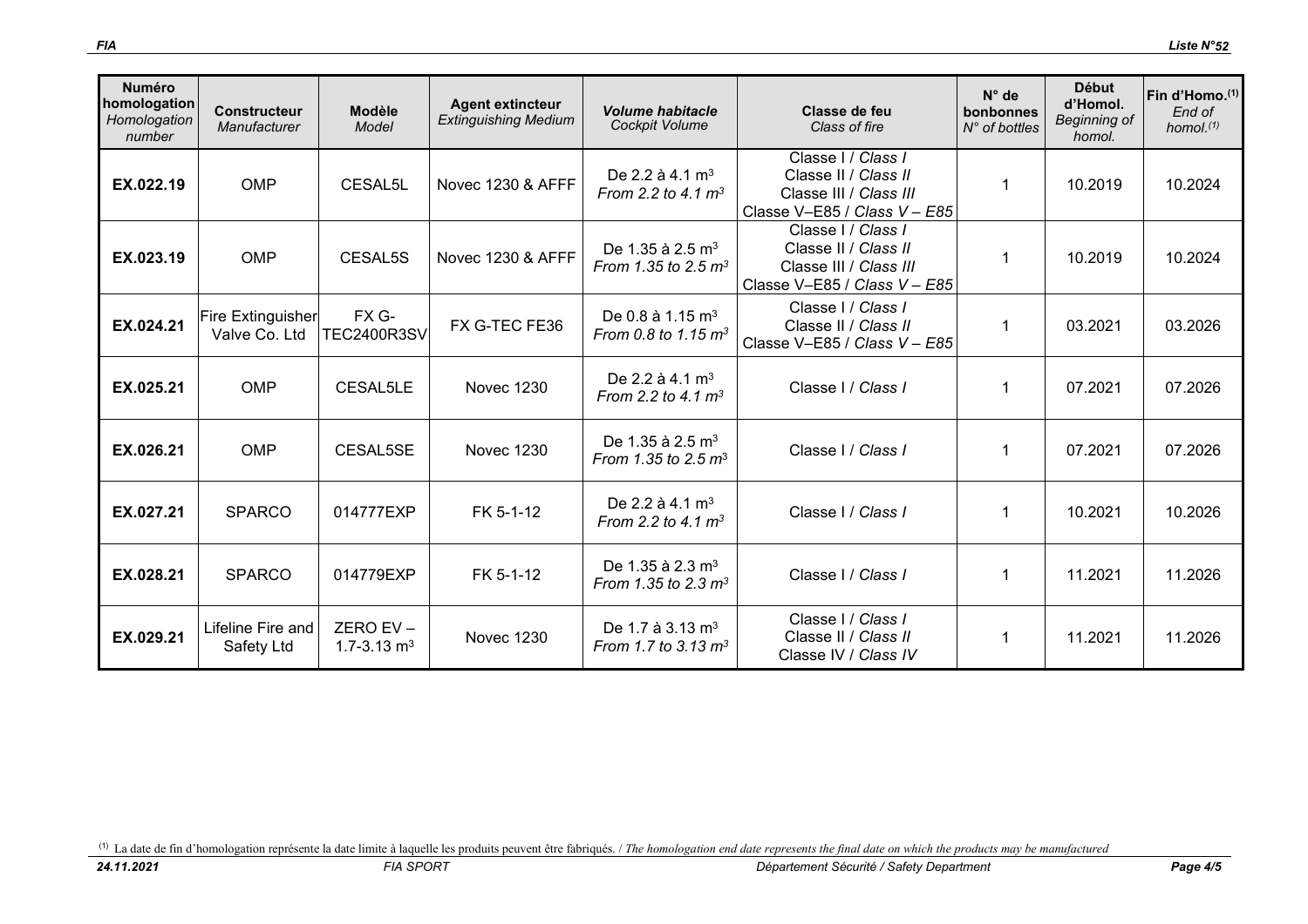| Numéro homologation *Homologation number* | Constructeur *Manufacturer* | Modèle *Model* | Agent extincteur *Extinguishing Medium* | *Volume habitacle* *Cockpit Volume* | Classe de feu *Class of fire* | N° de bonbonnes *N° of bottles* | Début d'Homol. *Beginning of homol.* | Fin d'Homo.(1) *End of homol.(1)* |
|---|---|---|---|---|---|---|---|---|
| **EX.022.19** | OMP | CESAL5L | Novec 1230 & AFFF | De 2.2 à 4.1 $m^3$ *From 2.2 to 4.1 $m^3$* | Classe I / *Class I* Classe II / *Class II* Classe III / *Class III* Classe V–E85 / *Class V – E85* | 1 | 10.2019 | 10.2024 |
| **EX.023.19** | OMP | CESAL5S | Novec 1230 & AFFF | De 1.35 à 2.5 $m^3$ *From 1.35 to 2.5 $m^3$* | Classe I / *Class I* Classe II / *Class II* Classe III / *Class III* Classe V–E85 / *Class V – E85* | 1 | 10.2019 | 10.2024 |
| **EX.024.21** | Fire Extinguisher Valve Co. Ltd | FX G-TEC2400R3SV | FX G-TEC FE36 | De 0.8 à 1.15 $m^3$ *From 0.8 to 1.15 $m^3$* | Classe I / *Class I* Classe II / *Class II* Classe V–E85 / *Class V – E85* | 1 | 03.2021 | 03.2026 |
| **EX.025.21** | OMP | CESAL5LE | Novec 1230 | De 2.2 à 4.1 $m^3$ *From 2.2 to 4.1 $m^3$* | Classe I / *Class I* | 1 | 07.2021 | 07.2026 |
| **EX.026.21** | OMP | CESAL5SE | Novec 1230 | De 1.35 à 2.5 $m^3$ *From 1.35 to 2.5 $m^3$* | Classe I / *Class I* | 1 | 07.2021 | 07.2026 |
| **EX.027.21** | SPARCO | 014777EXP | FK 5-1-12 | De 2.2 à 4.1 $m^3$ *From 2.2 to 4.1 $m^3$* | Classe I / *Class I* | 1 | 10.2021 | 10.2026 |
| **EX.028.21** | SPARCO | 014779EXP | FK 5-1-12 | De 1.35 à 2.3 $m^3$ *From 1.35 to 2.3 $m^3$* | Classe I / *Class I* | 1 | 11.2021 | 11.2026 |
| **EX.029.21** | Lifeline Fire and Safety Ltd | ZERO EV – 1.7-3.13 $m^3$ | Novec 1230 | De 1.7 à 3.13 $m^3$ *From 1.7 to 3.13 $m^3$* | Classe I / *Class I* Classe II / *Class II* Classe IV / *Class IV* | 1 | 11.2021 | 11.2026 |

(1) La date de fin d'homologation représente la date limite à laquelle les produits peuvent être fabriqués. / *The homologation end date represents the final date on which the products may be manufactured*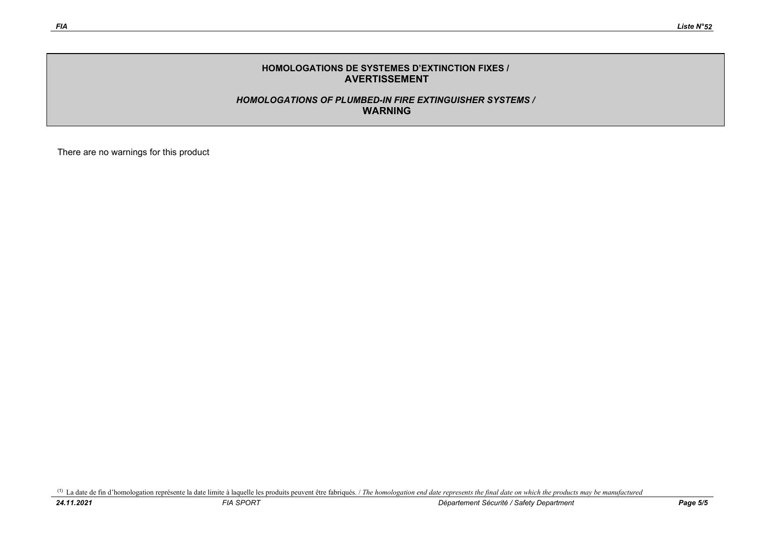## HOMOLOGATIONS DE SYSTEMES D'EXTINCTION FIXES / AVERTISSEMENT

## *HOMOLOGATIONS OF PLUMBED-IN FIRE EXTINGUISHER SYSTEMS /* WARNING

There are no warnings for this product

[(1)] La date de fin d'homologation représente la date limite à laquelle les produits peuvent être fabriqués. / *The homologation end date represents the final date on which the products may be manufactured*